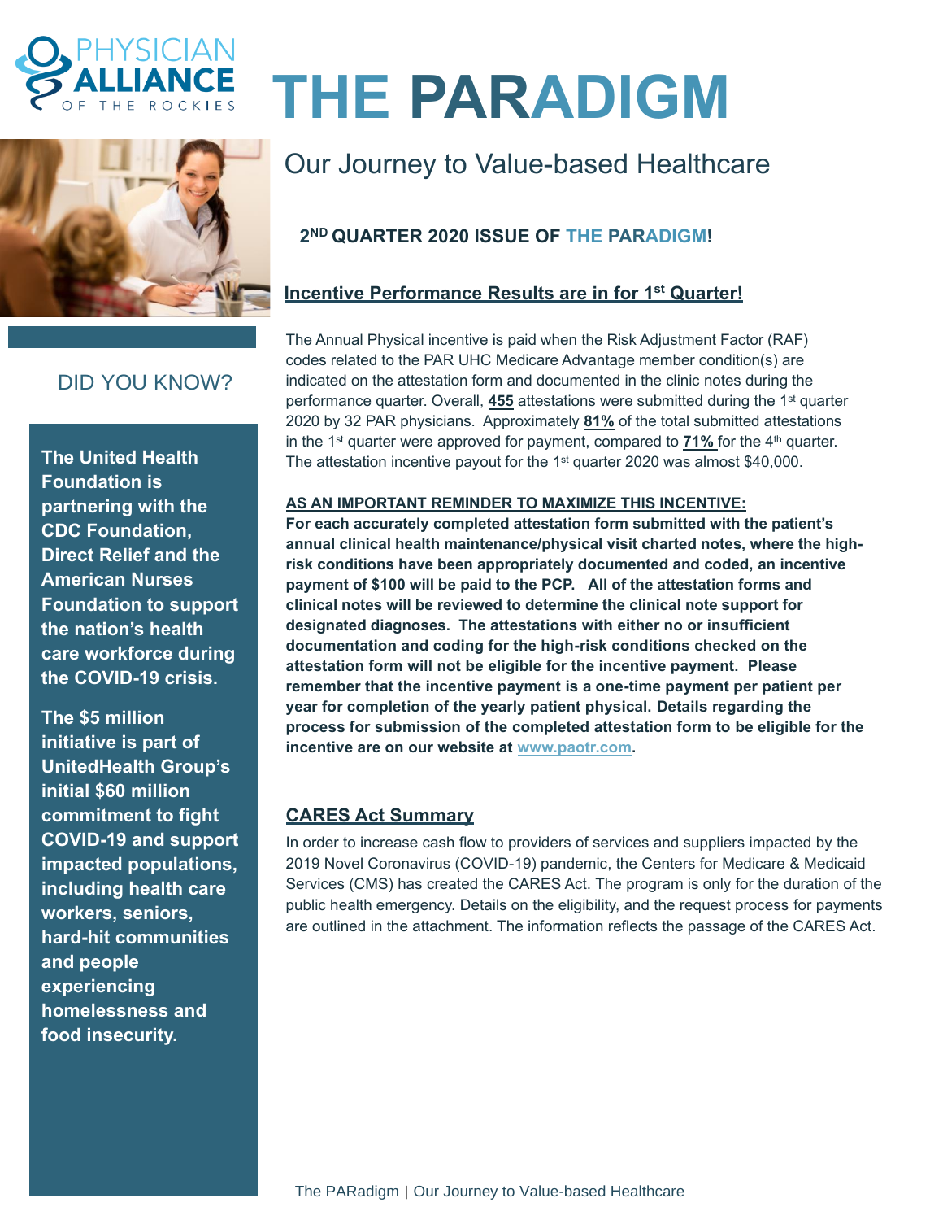PHYSICIAN ALLIANCE OF THE ROCKIES

# THE PARADIGM

## Our Journey to Value-based Healthcare

**2ND QUARTER 2020 ISSUE OF THE PARADIGM!**

### Incentive Performance Results are in for 1st Quarter!

The Annual Physical incentive is paid when the Risk Adjustment Factor (RAF) codes related to the PAR UHC Medicare Advantage member condition(s) are indicated on the attestation form and documented in the clinic notes during the performance quarter. Overall, **455** attestations were submitted during the 1st quarter 2020 by 32 PAR physicians. Approximately **81%** of the total submitted attestations in the 1st quarter were approved for payment, compared to **71%** for the 4th quarter. The attestation incentive payout for the 1st quarter 2020 was almost $40,000.

**AS AN IMPORTANT REMINDER TO MAXIMIZE THIS INCENTIVE:**

**For each accurately completed attestation form submitted with the patient's annual clinical health maintenance/physical visit charted notes, where the high-risk conditions have been appropriately documented and coded, an incentive payment of $100 will be paid to the PCP. All of the attestation forms and clinical notes will be reviewed to determine the clinical note support for designated diagnoses. The attestations with either no or insufficient documentation and coding for the high-risk conditions checked on the attestation form will not be eligible for the incentive payment. Please remember that the incentive payment is a one-time payment per patient per year for completion of the yearly patient physical. Details regarding the process for submission of the completed attestation form to be eligible for the incentive are on our website at www.paotr.com.**

### CARES Act Summary

In order to increase cash flow to providers of services and suppliers impacted by the 2019 Novel Coronavirus (COVID-19) pandemic, the Centers for Medicare & Medicaid Services (CMS) has created the CARES Act. The program is only for the duration of the public health emergency. Details on the eligibility, and the request process for payments are outlined in the attachment. The information reflects the passage of the CARES Act.

## DID YOU KNOW?

**The United Health Foundation is partnering with the CDC Foundation, Direct Relief and the American Nurses Foundation to support the nation's health care workforce during the COVID-19 crisis.**

**The $5 million initiative is part of UnitedHealth Group's initial $60 million commitment to fight COVID-19 and support impacted populations, including health care workers, seniors, hard-hit communities and people experiencing homelessness and food insecurity.**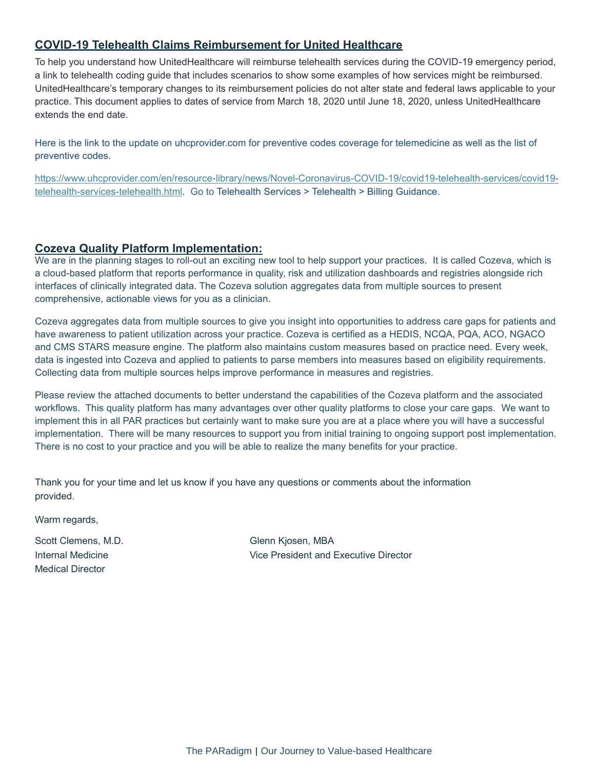## COVID-19 Telehealth Claims Reimbursement for United Healthcare

To help you understand how UnitedHealthcare will reimburse telehealth services during the COVID-19 emergency period, a link to telehealth coding guide that includes scenarios to show some examples of how services might be reimbursed. UnitedHealthcare's temporary changes to its reimbursement policies do not alter state and federal laws applicable to your practice. This document applies to dates of service from March 18, 2020 until June 18, 2020, unless UnitedHealthcare extends the end date.

Here is the link to the update on uhcprovider.com for preventive codes coverage for telemedicine as well as the list of preventive codes.

https://www.uhcprovider.com/en/resource-library/news/Novel-Coronavirus-COVID-19/covid19-telehealth-services/covid19-telehealth-services-telehealth.html. Go to Telehealth Services > Telehealth > Billing Guidance.

## Cozeva Quality Platform Implementation:

We are in the planning stages to roll-out an exciting new tool to help support your practices. It is called Cozeva, which is a cloud-based platform that reports performance in quality, risk and utilization dashboards and registries alongside rich interfaces of clinically integrated data. The Cozeva solution aggregates data from multiple sources to present comprehensive, actionable views for you as a clinician.

Cozeva aggregates data from multiple sources to give you insight into opportunities to address care gaps for patients and have awareness to patient utilization across your practice. Cozeva is certified as a HEDIS, NCQA, PQA, ACO, NGACO and CMS STARS measure engine. The platform also maintains custom measures based on practice need. Every week, data is ingested into Cozeva and applied to patients to parse members into measures based on eligibility requirements. Collecting data from multiple sources helps improve performance in measures and registries.

Please review the attached documents to better understand the capabilities of the Cozeva platform and the associated workflows. This quality platform has many advantages over other quality platforms to close your care gaps. We want to implement this in all PAR practices but certainly want to make sure you are at a place where you will have a successful implementation. There will be many resources to support you from initial training to ongoing support post implementation. There is no cost to your practice and you will be able to realize the many benefits for your practice.

Thank you for your time and let us know if you have any questions or comments about the information provided.

Warm regards,

Scott Clemens, M.D.
Internal Medicine
Medical Director

Glenn Kjosen, MBA
Vice President and Executive Director